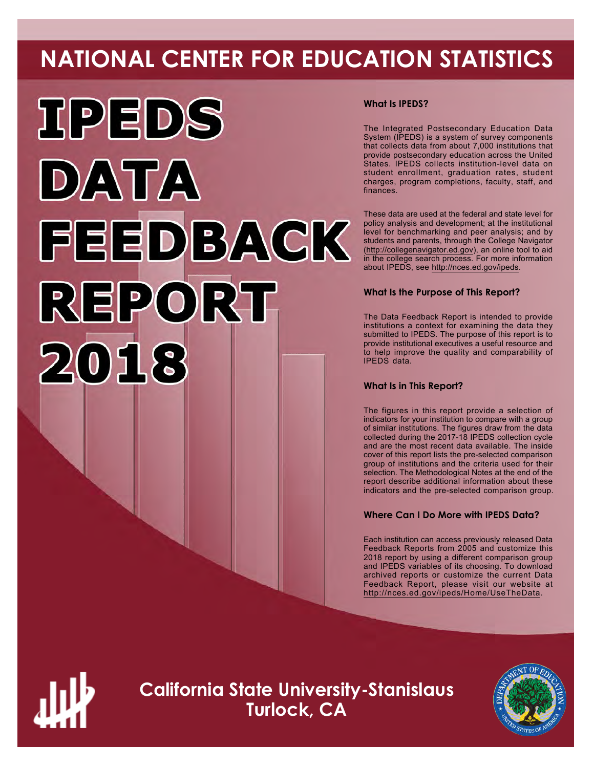# NATIONAL CENTER FOR EDUCATION STATISTICS

# IPEDS DATA FEEDBACK REPORT 2018

### What Is IPEDS?

The Integrated Postsecondary Education Data System (IPEDS) is a system of survey components that collects data from about 7,000 institutions that provide postsecondary education across the United States. IPEDS collects institution-level data on student enrollment, graduation rates, student charges, program completions, faculty, staff, and finances.

These data are used at the federal and state level for policy analysis and development; at the institutional level for benchmarking and peer analysis; and by students and parents, through the College Navigator (http://collegenavigator.ed.gov), an online tool to aid in the college search process. For more information about IPEDS, see http://nces.ed.gov/ipeds.

### What Is the Purpose of This Report?

The Data Feedback Report is intended to provide institutions a context for examining the data they submitted to IPEDS. The purpose of this report is to provide institutional executives a useful resource and to help improve the quality and comparability of IPEDS data.

### What Is in This Report?

The figures in this report provide a selection of indicators for your institution to compare with a group of similar institutions. The figures draw from the data collected during the 2017-18 IPEDS collection cycle and are the most recent data available. The inside cover of this report lists the pre-selected comparison group of institutions and the criteria used for their selection. The Methodological Notes at the end of the report describe additional information about these indicators and the pre-selected comparison group.

### Where Can I Do More with IPEDS Data?

Each institution can access previously released Data Feedback Reports from 2005 and customize this 2018 report by using a different comparison group and IPEDS variables of its choosing. To download archived reports or customize the current Data Feedback Report, please visit our website at http://nces.ed.gov/ipeds/Home/UseTheData.

## California State University-Stanislaus
## Turlock, CA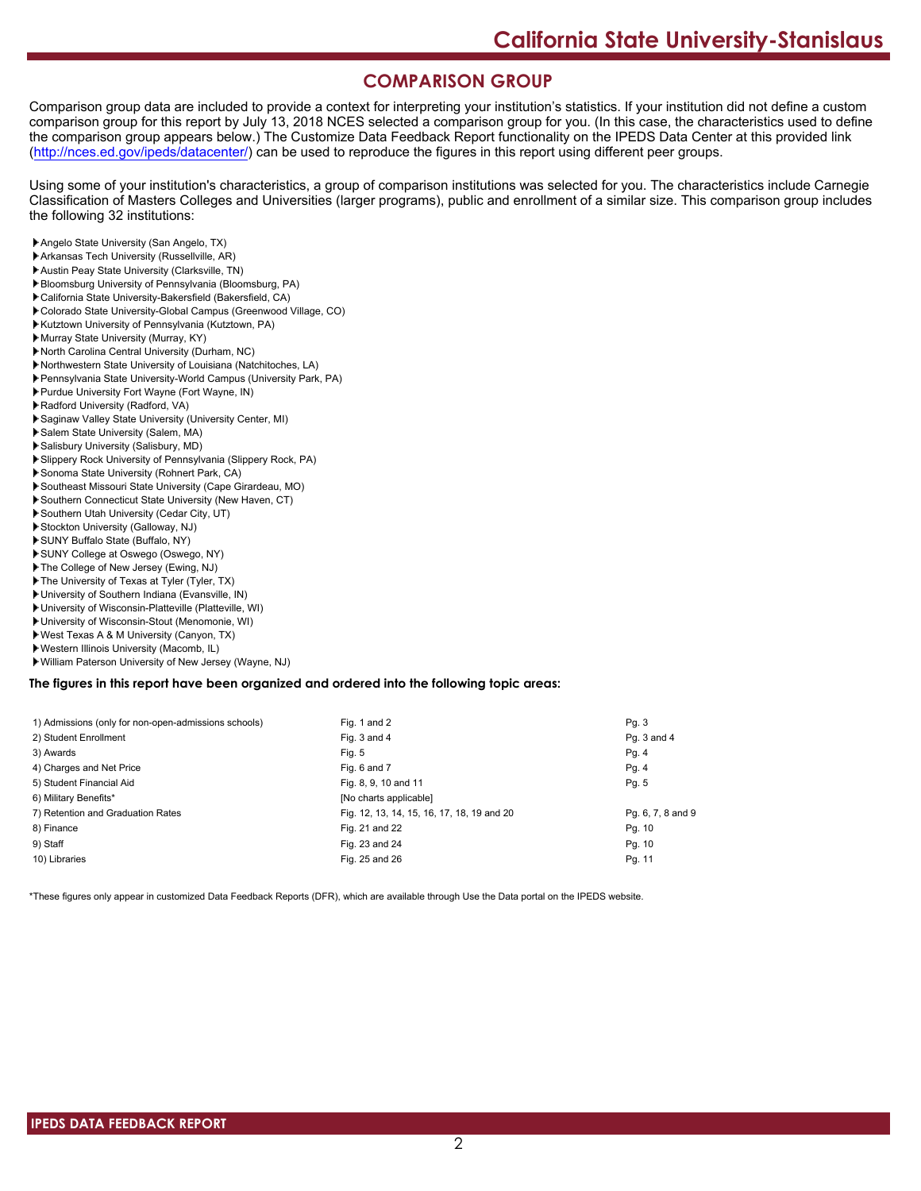## COMPARISON GROUP

Comparison group data are included to provide a context for interpreting your institution's statistics. If your institution did not define a custom comparison group for this report by July 13, 2018 NCES selected a comparison group for you. (In this case, the characteristics used to define the comparison group appears below.) The Customize Data Feedback Report functionality on the IPEDS Data Center at this provided link (http://nces.ed.gov/ipeds/datacenter/) can be used to reproduce the figures in this report using different peer groups.

Using some of your institution's characteristics, a group of comparison institutions was selected for you. The characteristics include Carnegie Classification of Masters Colleges and Universities (larger programs), public and enrollment of a similar size. This comparison group includes the following 32 institutions:

- Angelo State University (San Angelo, TX)
- Arkansas Tech University (Russellville, AR)
- Austin Peay State University (Clarksville, TN)
- Bloomsburg University of Pennsylvania (Bloomsburg, PA)
- California State University-Bakersfield (Bakersfield, CA)
- Colorado State University-Global Campus (Greenwood Village, CO)
- Kutztown University of Pennsylvania (Kutztown, PA)
- Murray State University (Murray, KY)
- North Carolina Central University (Durham, NC)
- Northwestern State University of Louisiana (Natchitoches, LA)
- Pennsylvania State University-World Campus (University Park, PA)
- Purdue University Fort Wayne (Fort Wayne, IN)
- Radford University (Radford, VA)
- Saginaw Valley State University (University Center, MI)
- Salem State University (Salem, MA)
- Salisbury University (Salisbury, MD)
- Slippery Rock University of Pennsylvania (Slippery Rock, PA)
- Sonoma State University (Rohnert Park, CA)
- Southeast Missouri State University (Cape Girardeau, MO)
- Southern Connecticut State University (New Haven, CT)
- Southern Utah University (Cedar City, UT)
- Stockton University (Galloway, NJ)
- SUNY Buffalo State (Buffalo, NY)
- SUNY College at Oswego (Oswego, NY)
- The College of New Jersey (Ewing, NJ)
- The University of Texas at Tyler (Tyler, TX)
- University of Southern Indiana (Evansville, IN)
- University of Wisconsin-Platteville (Platteville, WI)
- University of Wisconsin-Stout (Menomonie, WI)
- West Texas A & M University (Canyon, TX)
- Western Illinois University (Macomb, IL)
- William Paterson University of New Jersey (Wayne, NJ)

**The figures in this report have been organized and ordered into the following topic areas:**

| Topic | Figures | Pages |
|---|---|---|
| 1) Admissions (only for non-open-admissions schools) | Fig. 1 and 2 | Pg. 3 |
| 2) Student Enrollment | Fig. 3 and 4 | Pg. 3 and 4 |
| 3) Awards | Fig. 5 | Pg. 4 |
| 4) Charges and Net Price | Fig. 6 and 7 | Pg. 4 |
| 5) Student Financial Aid | Fig. 8, 9, 10 and 11 | Pg. 5 |
| 6) Military Benefits* | [No charts applicable] | |
| 7) Retention and Graduation Rates | Fig. 12, 13, 14, 15, 16, 17, 18, 19 and 20 | Pg. 6, 7, 8 and 9 |
| 8) Finance | Fig. 21 and 22 | Pg. 10 |
| 9) Staff | Fig. 23 and 24 | Pg. 10 |
| 10) Libraries | Fig. 25 and 26 | Pg. 11 |

*These figures only appear in customized Data Feedback Reports (DFR), which are available through Use the Data portal on the IPEDS website.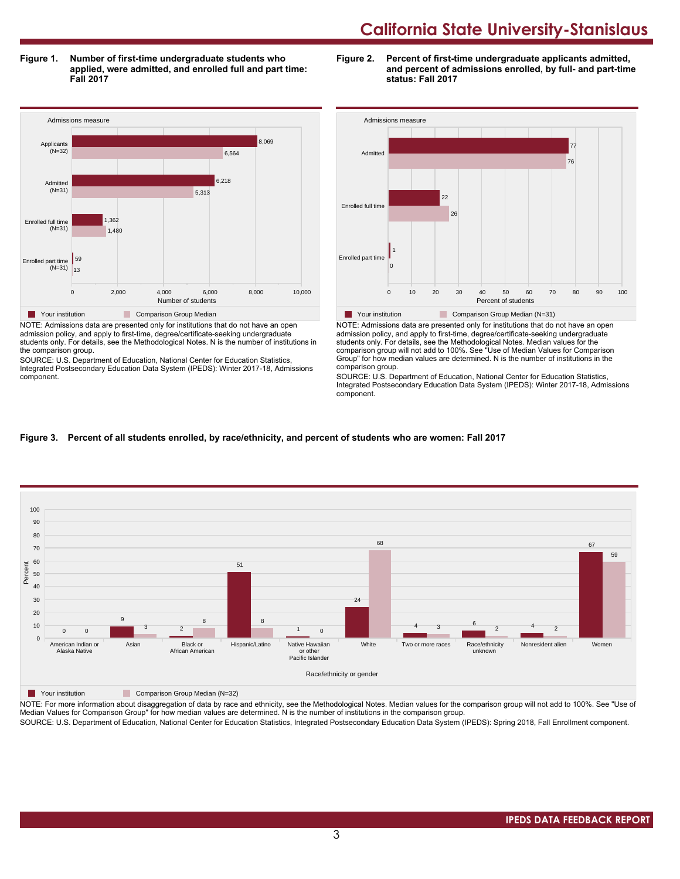# California State University-Stanislaus

**Figure 1. Number of first-time undergraduate students who applied, were admitted, and enrolled full and part time: Fall 2017**

| Admissions measure | Your institution | Comparison Group Median |
|---|---|---|
| Applicants (N=32) | 8,069 | 6,564 |
| Admitted (N=31) | 6,218 | 5,313 |
| Enrolled full time (N=31) | 1,362 | 1,480 |
| Enrolled part time (N=31) | 59 | 13 |

NOTE: Admissions data are presented only for institutions that do not have an open admission policy, and apply to first-time, degree/certificate-seeking undergraduate students only. For details, see the Methodological Notes. N is the number of institutions in the comparison group.

SOURCE: U.S. Department of Education, National Center for Education Statistics, Integrated Postsecondary Education Data System (IPEDS): Winter 2017-18, Admissions component.

**Figure 2. Percent of first-time undergraduate applicants admitted, and percent of admissions enrolled, by full- and part-time status: Fall 2017**

| Admissions measure | Your institution | Comparison Group Median (N=31) |
|---|---|---|
| Admitted | 77 | 76 |
| Enrolled full time | 22 | 26 |
| Enrolled part time | 1 | 0 |

NOTE: Admissions data are presented only for institutions that do not have an open admission policy, and apply to first-time, degree/certificate-seeking undergraduate students only. For details, see the Methodological Notes. Median values for the comparison group will not add to 100%. See "Use of Median Values for Comparison Group" for how median values are determined. N is the number of institutions in the comparison group.

SOURCE: U.S. Department of Education, National Center for Education Statistics, Integrated Postsecondary Education Data System (IPEDS): Winter 2017-18, Admissions component.

**Figure 3. Percent of all students enrolled, by race/ethnicity, and percent of students who are women: Fall 2017**

| Race/ethnicity or gender | Your institution | Comparison Group Median (N=32) |
|---|---|---|
| American Indian or Alaska Native | 0 | 0 |
| Asian | 9 | 3 |
| Black or African American | 2 | 8 |
| Hispanic/Latino | 51 | 8 |
| Native Hawaiian or other Pacific Islander | 1 | 0 |
| White | 24 | 68 |
| Two or more races | 4 | 3 |
| Race/ethnicity unknown | 6 | 2 |
| Nonresident alien | 4 | 2 |
| Women | 67 | 59 |

NOTE: For more information about disaggregation of data by race and ethnicity, see the Methodological Notes. Median values for the comparison group will not add to 100%. See "Use of Median Values for Comparison Group" for how median values are determined. N is the number of institutions in the comparison group.

SOURCE: U.S. Department of Education, National Center for Education Statistics, Integrated Postsecondary Education Data System (IPEDS): Spring 2018, Fall Enrollment component.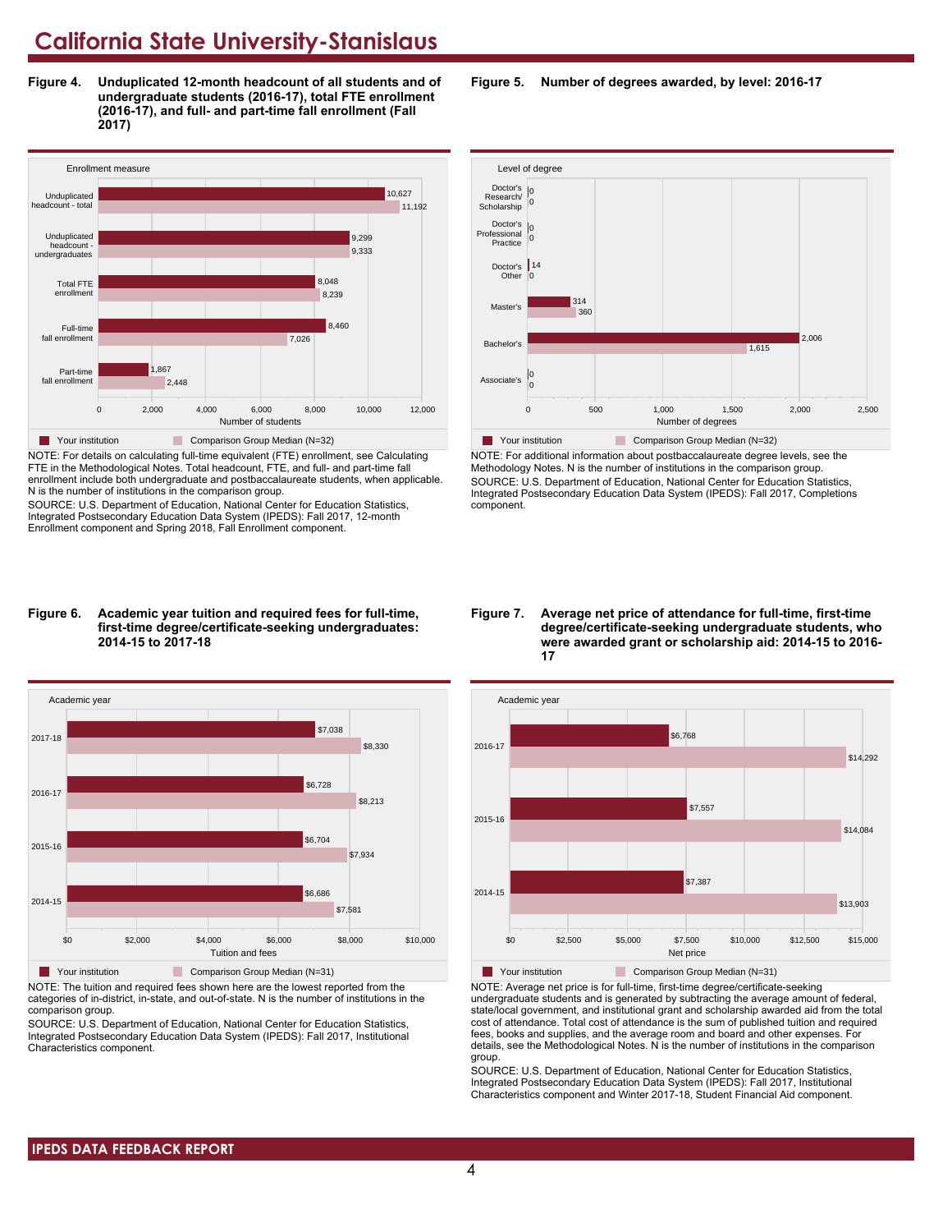# California State University-Stanislaus

**Figure 4. Unduplicated 12-month headcount of all students and of undergraduate students (2016-17), total FTE enrollment (2016-17), and full- and part-time fall enrollment (Fall 2017)**

| Enrollment measure | Your institution | Comparison Group Median (N=32) |
|---|---|---|
| Unduplicated headcount - total | 10,627 | 11,192 |
| Unduplicated headcount - undergraduates | 9,299 | 9,333 |
| Total FTE enrollment | 8,048 | 8,239 |
| Full-time fall enrollment | 8,460 | 7,026 |
| Part-time fall enrollment | 1,867 | 2,448 |

NOTE: For details on calculating full-time equivalent (FTE) enrollment, see Calculating FTE in the Methodological Notes. Total headcount, FTE, and full- and part-time fall enrollment include both undergraduate and postbaccalaureate students, when applicable. N is the number of institutions in the comparison group.

SOURCE: U.S. Department of Education, National Center for Education Statistics, Integrated Postsecondary Education Data System (IPEDS): Fall 2017, 12-month Enrollment component and Spring 2018, Fall Enrollment component.

**Figure 5. Number of degrees awarded, by level: 2016-17**

| Level of degree | Your institution | Comparison Group Median (N=32) |
|---|---|---|
| Doctor's Research/ Scholarship | 0 | 0 |
| Doctor's Professional Practice | 0 | 0 |
| Doctor's Other | 14 | 0 |
| Master's | 314 | 360 |
| Bachelor's | 2,006 | 1,615 |
| Associate's | 0 | 0 |

NOTE: For additional information about postbaccalaureate degree levels, see the Methodology Notes. N is the number of institutions in the comparison group.

SOURCE: U.S. Department of Education, National Center for Education Statistics, Integrated Postsecondary Education Data System (IPEDS): Fall 2017, Completions component.

**Figure 6. Academic year tuition and required fees for full-time, first-time degree/certificate-seeking undergraduates: 2014-15 to 2017-18**

| Academic year | Your institution | Comparison Group Median (N=31) |
|---|---|---|
| 2017-18 | $7,038 | $8,330 |
| 2016-17 | $6,728 | $8,213 |
| 2015-16 | $6,704 | $7,934 |
| 2014-15 | $6,686 | $7,581 |

NOTE: The tuition and required fees shown here are the lowest reported from the categories of in-district, in-state, and out-of-state. N is the number of institutions in the comparison group.

SOURCE: U.S. Department of Education, National Center for Education Statistics, Integrated Postsecondary Education Data System (IPEDS): Fall 2017, Institutional Characteristics component.

**Figure 7. Average net price of attendance for full-time, first-time degree/certificate-seeking undergraduate students, who were awarded grant or scholarship aid: 2014-15 to 2016-17**

| Academic year | Your institution | Comparison Group Median (N=31) |
|---|---|---|
| 2016-17 | $6,768 | $14,292 |
| 2015-16 | $7,557 | $14,084 |
| 2014-15 | $7,387 | $13,903 |

NOTE: Average net price is for full-time, first-time degree/certificate-seeking undergraduate students and is generated by subtracting the average amount of federal, state/local government, and institutional grant and scholarship awarded aid from the total cost of attendance. Total cost of attendance is the sum of published tuition and required fees, books and supplies, and the average room and board and other expenses. For details, see the Methodological Notes. N is the number of institutions in the comparison group.

SOURCE: U.S. Department of Education, National Center for Education Statistics, Integrated Postsecondary Education Data System (IPEDS): Fall 2017, Institutional Characteristics component and Winter 2017-18, Student Financial Aid component.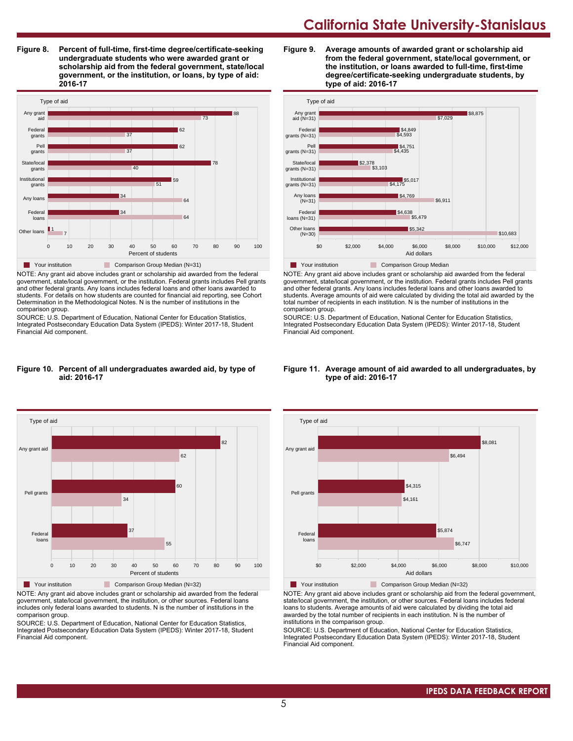## Figure 8. Percent of full-time, first-time degree/certificate-seeking undergraduate students who were awarded grant or scholarship aid from the federal government, state/local government, or the institution, or loans, by type of aid: 2016-17

| Type of aid | Your institution | Comparison Group Median (N=31) |
|---|---|---|
| Any grant aid | 88 | 73 |
| Federal grants | 62 | 37 |
| Pell grants | 62 | 37 |
| State/local grants | 78 | 40 |
| Institutional grants | 59 | 51 |
| Any loans | 34 | 64 |
| Federal loans | 34 | 64 |
| Other loans | 1 | 7 |

Percent of students

NOTE: Any grant aid above includes grant or scholarship aid awarded from the federal government, state/local government, or the institution. Federal grants includes Pell grants and other federal grants. Any loans includes federal loans and other loans awarded to students. For details on how students are counted for financial aid reporting, see Cohort Determination in the Methodological Notes. N is the number of institutions in the comparison group.

SOURCE: U.S. Department of Education, National Center for Education Statistics, Integrated Postsecondary Education Data System (IPEDS): Winter 2017-18, Student Financial Aid component.

## Figure 9. Average amounts of awarded grant or scholarship aid from the federal government, state/local government, or the institution, or loans awarded to full-time, first-time degree/certificate-seeking undergraduate students, by type of aid: 2016-17

| Type of aid | Your institution | Comparison Group Median |
|---|---|---|
| Any grant aid (N=31) | $8,875 | $7,029 |
| Federal grants (N=31) | $4,849 | $4,593 |
| Pell grants (N=31) | $4,751 | $4,435 |
| State/local grants (N=31) | $2,378 | $3,103 |
| Institutional grants (N=31) | $5,017 | $4,175 |
| Any loans (N=31) | $4,769 | $6,911 |
| Federal loans (N=31) | $4,638 | $5,479 |
| Other loans (N=30) | $5,342 | $10,683 |

Aid dollars

NOTE: Any grant aid above includes grant or scholarship aid awarded from the federal government, state/local government, or the institution. Federal grants includes Pell grants and other federal grants. Any loans includes federal loans and other loans awarded to students. Average amounts of aid were calculated by dividing the total aid awarded by the total number of recipients in each institution. N is the number of institutions in the comparison group.

SOURCE: U.S. Department of Education, National Center for Education Statistics, Integrated Postsecondary Education Data System (IPEDS): Winter 2017-18, Student Financial Aid component.

## Figure 10. Percent of all undergraduates awarded aid, by type of aid: 2016-17

| Type of aid | Your institution | Comparison Group Median (N=32) |
|---|---|---|
| Any grant aid | 82 | 62 |
| Pell grants | 60 | 34 |
| Federal loans | 37 | 55 |

Percent of students

NOTE: Any grant aid above includes grant or scholarship aid awarded from the federal government, state/local government, the institution, or other sources. Federal loans includes only federal loans awarded to students. N is the number of institutions in the comparison group.

SOURCE: U.S. Department of Education, National Center for Education Statistics, Integrated Postsecondary Education Data System (IPEDS): Winter 2017-18, Student Financial Aid component.

## Figure 11. Average amount of aid awarded to all undergraduates, by type of aid: 2016-17

| Type of aid | Your institution | Comparison Group Median (N=32) |
|---|---|---|
| Any grant aid | $8,081 | $6,494 |
| Pell grants | $4,315 | $4,161 |
| Federal loans | $5,874 | $6,747 |

Aid dollars

NOTE: Any grant aid above includes grant or scholarship aid from the federal government, state/local government, the institution, or other sources. Federal loans includes federal loans to students. Average amounts of aid were calculated by dividing the total aid awarded by the total number of recipients in each institution. N is the number of institutions in the comparison group.

SOURCE: U.S. Department of Education, National Center for Education Statistics, Integrated Postsecondary Education Data System (IPEDS): Winter 2017-18, Student Financial Aid component.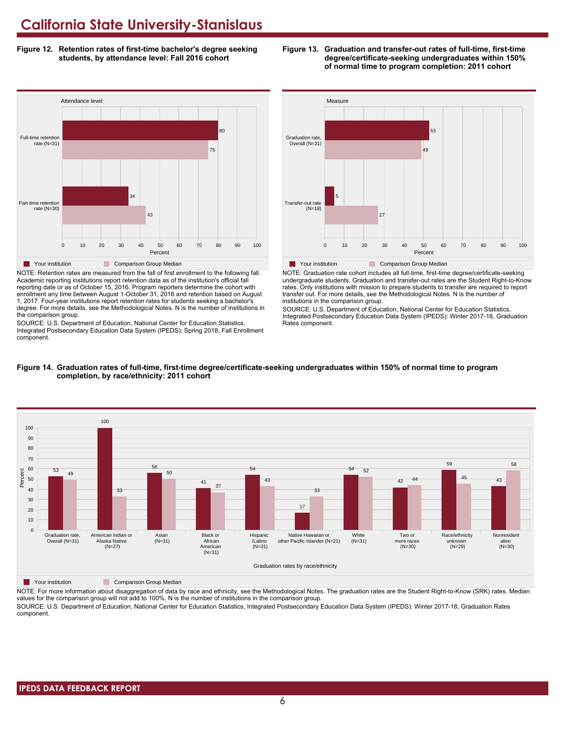# California State University-Stanislaus

**Figure 12. Retention rates of first-time bachelor's degree seeking students, by attendance level: Fall 2016 cohort**

| Attendance level | Your institution | Comparison Group Median |
|---|---|---|
| Full-time retention rate (N=31) | 80 | 75 |
| Part-time retention rate (N=30) | 34 | 43 |

NOTE: Retention rates are measured from the fall of first enrollment to the following fall. Academic reporting institutions report retention data as of the institution's official fall reporting date or as of October 15, 2016. Program reporters determine the cohort with enrollment any time between August 1-October 31, 2016 and retention based on August 1, 2017. Four-year institutions report retention rates for students seeking a bachelor's degree. For more details, see the Methodological Notes. N is the number of institutions in the comparison group.

SOURCE: U.S. Department of Education, National Center for Education Statistics, Integrated Postsecondary Education Data System (IPEDS): Spring 2018, Fall Enrollment component.

**Figure 13. Graduation and transfer-out rates of full-time, first-time degree/certificate-seeking undergraduates within 150% of normal time to program completion: 2011 cohort**

| Measure | Your institution | Comparison Group Median |
|---|---|---|
| Graduation rate, Overall (N=31) | 53 | 49 |
| Transfer-out rate (N=18) | 5 | 27 |

NOTE: Graduation rate cohort includes all full-time, first-time degree/certificate-seeking undergraduate students. Graduation and transfer-out rates are the Student Right-to-Know rates. Only institutions with mission to prepare students to transfer are required to report transfer out. For more details, see the Methodological Notes. N is the number of institutions in the comparison group.

SOURCE: U.S. Department of Education, National Center for Education Statistics, Integrated Postsecondary Education Data System (IPEDS): Winter 2017-18, Graduation Rates component.

**Figure 14. Graduation rates of full-time, first-time degree/certificate-seeking undergraduates within 150% of normal time to program completion, by race/ethnicity: 2011 cohort**

| Graduation rates by race/ethnicity | Your institution | Comparison Group Median |
|---|---|---|
| Graduation rate, Overall (N=31) | 53 | 49 |
| American Indian or Alaska Native (N=27) | 100 | 33 |
| Asian (N=31) | 56 | 50 |
| Black or African American (N=31) | 41 | 37 |
| Hispanic /Latino (N=31) | 54 | 43 |
| Native Hawaiian or other Pacific Islander (N=21) | 17 | 33 |
| White (N=31) | 54 | 52 |
| Two or more races (N=30) | 42 | 44 |
| Race/ethnicity unknown (N=29) | 59 | 45 |
| Nonresident alien (N=30) | 43 | 58 |

NOTE: For more information about disaggregation of data by race and ethnicity, see the Methodological Notes. The graduation rates are the Student Right-to-Know (SRK) rates. Median values for the comparison group will not add to 100%. N is the number of institutions in the comparison group.

SOURCE: U.S. Department of Education, National Center for Education Statistics, Integrated Postsecondary Education Data System (IPEDS): Winter 2017-18, Graduation Rates component.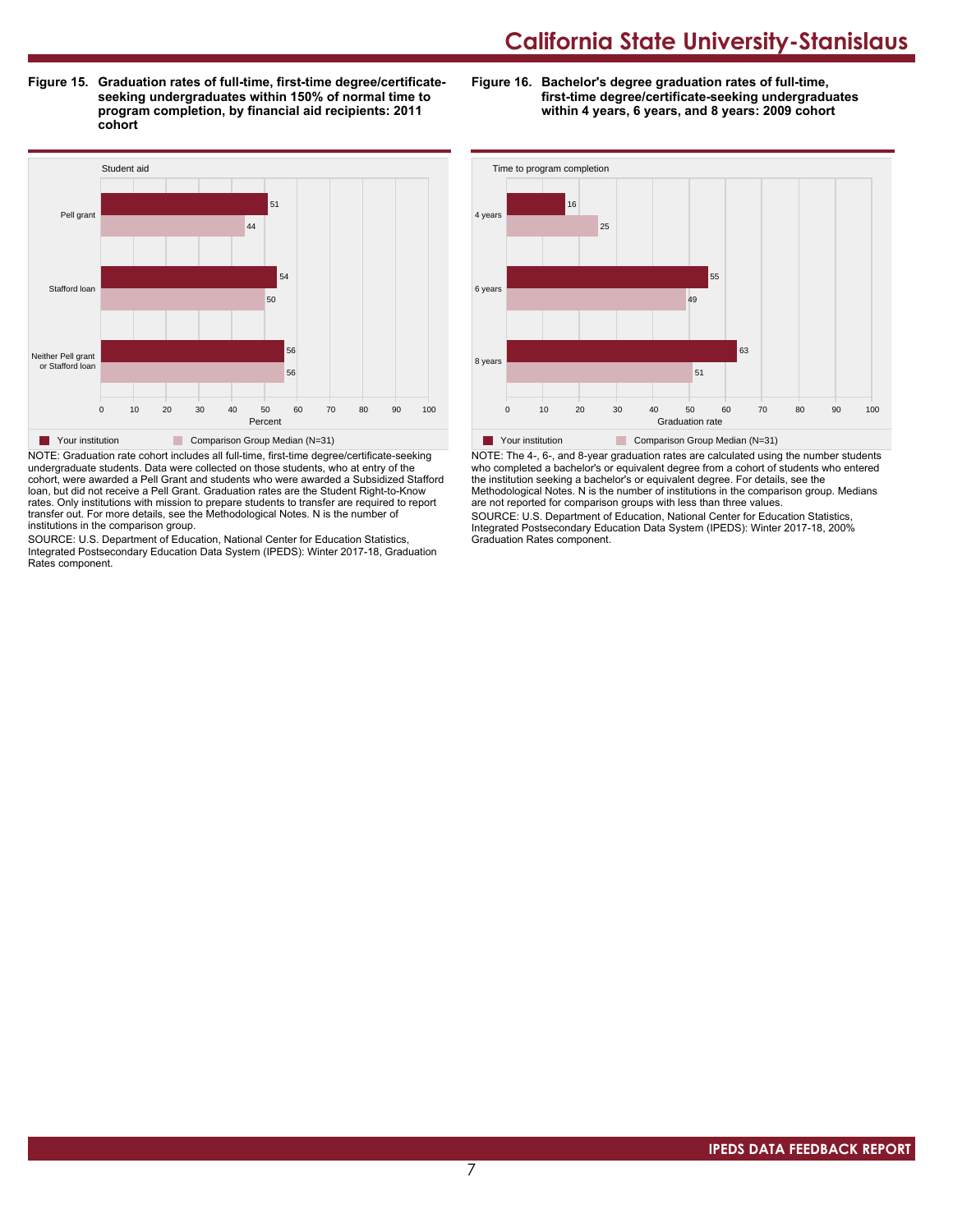**Figure 15. Graduation rates of full-time, first-time degree/certificate-seeking undergraduates within 150% of normal time to program completion, by financial aid recipients: 2011 cohort**

| Student aid | Your institution | Comparison Group Median (N=31) |
|---|---|---|
| Pell grant | 51 | 44 |
| Stafford loan | 54 | 50 |
| Neither Pell grant or Stafford loan | 56 | 56 |

NOTE: Graduation rate cohort includes all full-time, first-time degree/certificate-seeking undergraduate students. Data were collected on those students, who at entry of the cohort, were awarded a Pell Grant and students who were awarded a Subsidized Stafford loan, but did not receive a Pell Grant. Graduation rates are the Student Right-to-Know rates. Only institutions with mission to prepare students to transfer are required to report transfer out. For more details, see the Methodological Notes. N is the number of institutions in the comparison group.

SOURCE: U.S. Department of Education, National Center for Education Statistics, Integrated Postsecondary Education Data System (IPEDS): Winter 2017-18, Graduation Rates component.

**Figure 16. Bachelor's degree graduation rates of full-time, first-time degree/certificate-seeking undergraduates within 4 years, 6 years, and 8 years: 2009 cohort**

| Time to program completion | Your institution | Comparison Group Median (N=31) |
|---|---|---|
| 4 years | 16 | 25 |
| 6 years | 55 | 49 |
| 8 years | 63 | 51 |

NOTE: The 4-, 6-, and 8-year graduation rates are calculated using the number students who completed a bachelor's or equivalent degree from a cohort of students who entered the institution seeking a bachelor's or equivalent degree. For details, see the Methodological Notes. N is the number of institutions in the comparison group. Medians are not reported for comparison groups with less than three values.

SOURCE: U.S. Department of Education, National Center for Education Statistics, Integrated Postsecondary Education Data System (IPEDS): Winter 2017-18, 200% Graduation Rates component.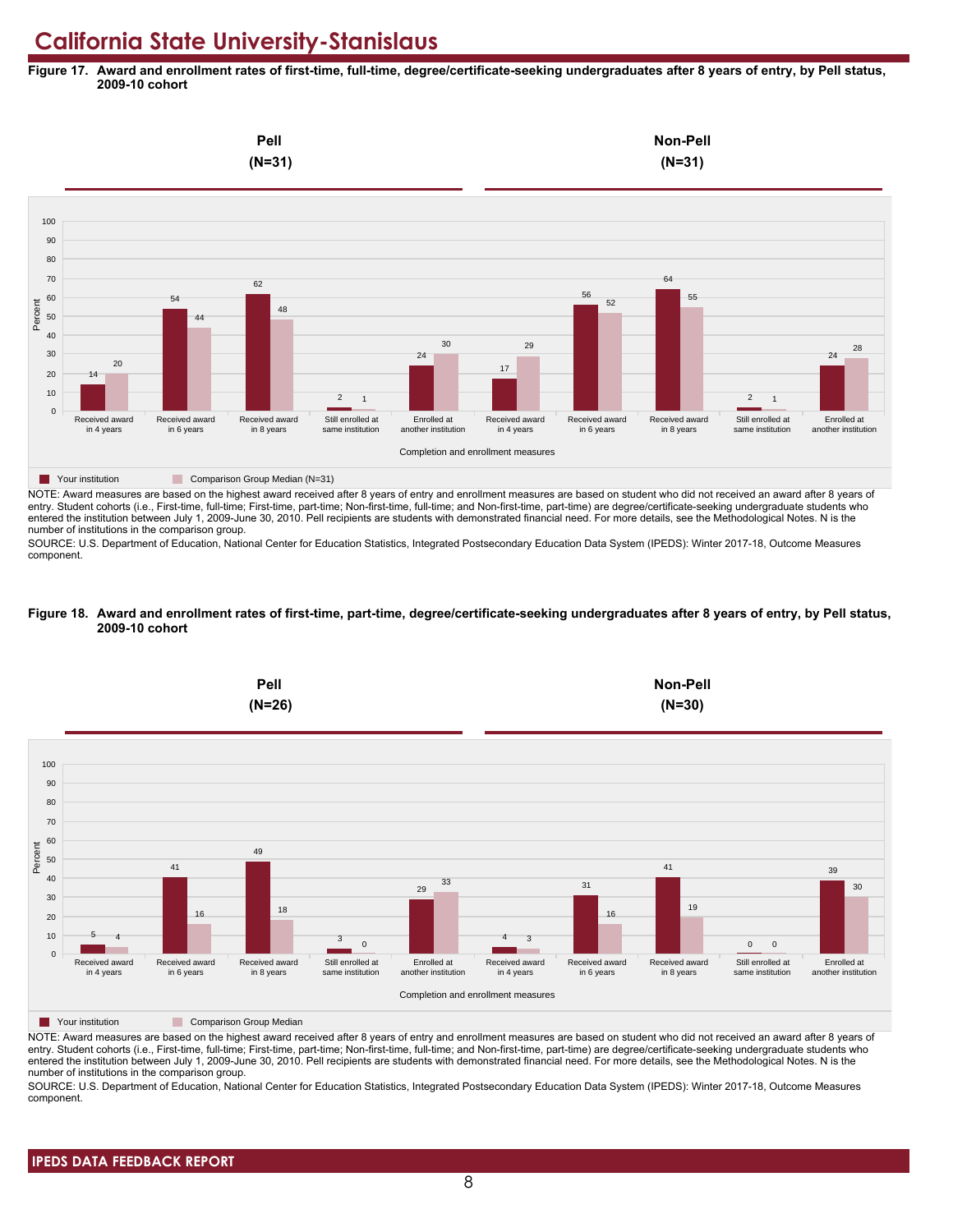# California State University-Stanislaus

**Figure 17. Award and enrollment rates of first-time, full-time, degree/certificate-seeking undergraduates after 8 years of entry, by Pell status, 2009-10 cohort**

| Completion and enrollment measures | Pell (N=31): Your institution | Pell (N=31): Comparison Group Median (N=31) | Non-Pell (N=31): Your institution | Non-Pell (N=31): Comparison Group Median (N=31) |
|---|---|---|---|---|
| Received award in 4 years | 14 | 20 | 17 | 29 |
| Received award in 6 years | 54 | 44 | 56 | 52 |
| Received award in 8 years | 62 | 48 | 64 | 55 |
| Still enrolled at same institution | 2 | 1 | 2 | 1 |
| Enrolled at another institution | 24 | 30 | 24 | 28 |

NOTE: Award measures are based on the highest award received after 8 years of entry and enrollment measures are based on student who did not received an award after 8 years of entry. Student cohorts (i.e., First-time, full-time; First-time, part-time; Non-first-time, full-time; and Non-first-time, part-time) are degree/certificate-seeking undergraduate students who entered the institution between July 1, 2009-June 30, 2010. Pell recipients are students with demonstrated financial need. For more details, see the Methodological Notes. N is the number of institutions in the comparison group.

SOURCE: U.S. Department of Education, National Center for Education Statistics, Integrated Postsecondary Education Data System (IPEDS): Winter 2017-18, Outcome Measures component.

**Figure 18. Award and enrollment rates of first-time, part-time, degree/certificate-seeking undergraduates after 8 years of entry, by Pell status, 2009-10 cohort**

| Completion and enrollment measures | Pell (N=26): Your institution | Pell (N=26): Comparison Group Median | Non-Pell (N=30): Your institution | Non-Pell (N=30): Comparison Group Median |
|---|---|---|---|---|
| Received award in 4 years | 5 | 4 | 4 | 3 |
| Received award in 6 years | 41 | 16 | 31 | 16 |
| Received award in 8 years | 49 | 18 | 41 | 19 |
| Still enrolled at same institution | 3 | 0 | 0 | 0 |
| Enrolled at another institution | 29 | 33 | 39 | 30 |

NOTE: Award measures are based on the highest award received after 8 years of entry and enrollment measures are based on student who did not received an award after 8 years of entry. Student cohorts (i.e., First-time, full-time; First-time, part-time; Non-first-time, full-time; and Non-first-time, part-time) are degree/certificate-seeking undergraduate students who entered the institution between July 1, 2009-June 30, 2010. Pell recipients are students with demonstrated financial need. For more details, see the Methodological Notes. N is the number of institutions in the comparison group.

SOURCE: U.S. Department of Education, National Center for Education Statistics, Integrated Postsecondary Education Data System (IPEDS): Winter 2017-18, Outcome Measures component.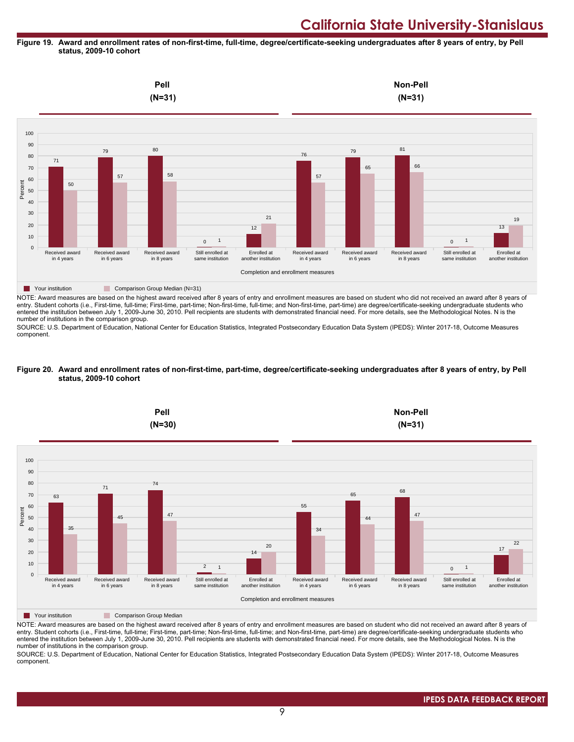# California State University-Stanislaus

**Figure 19. Award and enrollment rates of non-first-time, full-time, degree/certificate-seeking undergraduates after 8 years of entry, by Pell status, 2009-10 cohort**

| | Pell (N=31) | | | | | Non-Pell (N=31) | | | | |
|---|---|---|---|---|---|---|---|---|---|---|
| Completion and enrollment measures | Received award in 4 years | Received award in 6 years | Received award in 8 years | Still enrolled at same institution | Enrolled at another institution | Received award in 4 years | Received award in 6 years | Received award in 8 years | Still enrolled at same institution | Enrolled at another institution |
| Your institution | 71 | 79 | 80 | 0 | 12 | 76 | 79 | 81 | 0 | 13 |
| Comparison Group Median (N=31) | 50 | 57 | 58 | 1 | 21 | 57 | 65 | 66 | 1 | 19 |

NOTE: Award measures are based on the highest award received after 8 years of entry and enrollment measures are based on student who did not received an award after 8 years of entry. Student cohorts (i.e., First-time, full-time; First-time, part-time; Non-first-time, full-time; and Non-first-time, part-time) are degree/certificate-seeking undergraduate students who entered the institution between July 1, 2009-June 30, 2010. Pell recipients are students with demonstrated financial need. For more details, see the Methodological Notes. N is the number of institutions in the comparison group.

SOURCE: U.S. Department of Education, National Center for Education Statistics, Integrated Postsecondary Education Data System (IPEDS): Winter 2017-18, Outcome Measures component.

**Figure 20. Award and enrollment rates of non-first-time, part-time, degree/certificate-seeking undergraduates after 8 years of entry, by Pell status, 2009-10 cohort**

| | Pell (N=30) | | | | | Non-Pell (N=31) | | | | |
|---|---|---|---|---|---|---|---|---|---|---|
| Completion and enrollment measures | Received award in 4 years | Received award in 6 years | Received award in 8 years | Still enrolled at same institution | Enrolled at another institution | Received award in 4 years | Received award in 6 years | Received award in 8 years | Still enrolled at same institution | Enrolled at another institution |
| Your institution | 63 | 71 | 74 | 2 | 14 | 55 | 65 | 68 | 0 | 17 |
| Comparison Group Median | 35 | 45 | 47 | 1 | 20 | 34 | 44 | 47 | 1 | 22 |

NOTE: Award measures are based on the highest award received after 8 years of entry and enrollment measures are based on student who did not received an award after 8 years of entry. Student cohorts (i.e., First-time, full-time; First-time, part-time; Non-first-time, full-time; and Non-first-time, part-time) are degree/certificate-seeking undergraduate students who entered the institution between July 1, 2009-June 30, 2010. Pell recipients are students with demonstrated financial need. For more details, see the Methodological Notes. N is the number of institutions in the comparison group.

SOURCE: U.S. Department of Education, National Center for Education Statistics, Integrated Postsecondary Education Data System (IPEDS): Winter 2017-18, Outcome Measures component.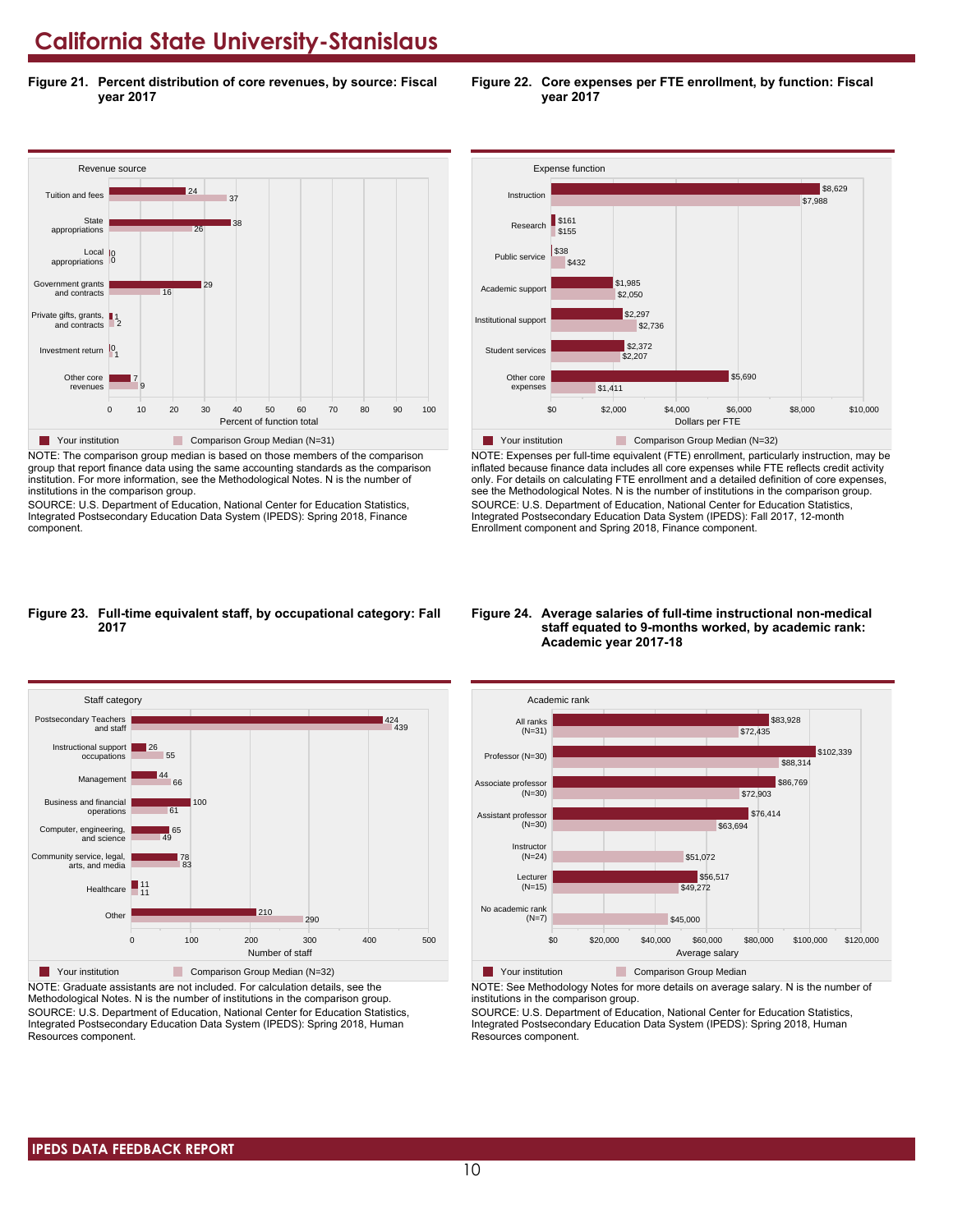# California State University-Stanislaus

**Figure 21. Percent distribution of core revenues, by source: Fiscal year 2017**

| Revenue source | Your institution | Comparison Group Median (N=31) |
|---|---|---|
| Tuition and fees | 24 | 37 |
| State appropriations | 38 | 26 |
| Local appropriations | 0 | 0 |
| Government grants and contracts | 29 | 16 |
| Private gifts, grants, and contracts | 1 | 2 |
| Investment return | 0 | 1 |
| Other core revenues | 7 | 9 |

Percent of function total

NOTE: The comparison group median is based on those members of the comparison group that report finance data using the same accounting standards as the comparison institution. For more information, see the Methodological Notes. N is the number of institutions in the comparison group.
SOURCE: U.S. Department of Education, National Center for Education Statistics, Integrated Postsecondary Education Data System (IPEDS): Spring 2018, Finance component.

**Figure 22. Core expenses per FTE enrollment, by function: Fiscal year 2017**

| Expense function | Your institution | Comparison Group Median (N=32) |
|---|---|---|
| Instruction | $8,629 | $7,988 |
| Research | $161 | $155 |
| Public service | $38 | $432 |
| Academic support | $1,985 | $2,050 |
| Institutional support | $2,297 | $2,736 |
| Student services | $2,372 | $2,207 |
| Other core expenses | $5,690 | $1,411 |

Dollars per FTE

NOTE: Expenses per full-time equivalent (FTE) enrollment, particularly instruction, may be inflated because finance data includes all core expenses while FTE reflects credit activity only. For details on calculating FTE enrollment and a detailed definition of core expenses, see the Methodological Notes. N is the number of institutions in the comparison group.
SOURCE: U.S. Department of Education, National Center for Education Statistics, Integrated Postsecondary Education Data System (IPEDS): Fall 2017, 12-month Enrollment component and Spring 2018, Finance component.

**Figure 23. Full-time equivalent staff, by occupational category: Fall 2017**

| Staff category | Your institution | Comparison Group Median (N=32) |
|---|---|---|
| Postsecondary Teachers and staff | 424 | 439 |
| Instructional support occupations | 26 | 55 |
| Management | 44 | 66 |
| Business and financial operations | 100 | 61 |
| Computer, engineering, and science | 65 | 49 |
| Community service, legal, arts, and media | 78 | 83 |
| Healthcare | 11 | 11 |
| Other | 210 | 290 |

Number of staff

NOTE: Graduate assistants are not included. For calculation details, see the Methodological Notes. N is the number of institutions in the comparison group.
SOURCE: U.S. Department of Education, National Center for Education Statistics, Integrated Postsecondary Education Data System (IPEDS): Spring 2018, Human Resources component.

**Figure 24. Average salaries of full-time instructional non-medical staff equated to 9-months worked, by academic rank: Academic year 2017-18**

| Academic rank | Your institution | Comparison Group Median |
|---|---|---|
| All ranks (N=31) | $83,928 | $72,435 |
| Professor (N=30) | $102,339 | $88,314 |
| Associate professor (N=30) | $86,769 | $72,903 |
| Assistant professor (N=30) | $76,414 | $63,694 |
| Instructor (N=24) | | $51,072 |
| Lecturer (N=15) | $56,517 | $49,272 |
| No academic rank (N=7) | | $45,000 |

Average salary

NOTE: See Methodology Notes for more details on average salary. N is the number of institutions in the comparison group.
SOURCE: U.S. Department of Education, National Center for Education Statistics, Integrated Postsecondary Education Data System (IPEDS): Spring 2018, Human Resources component.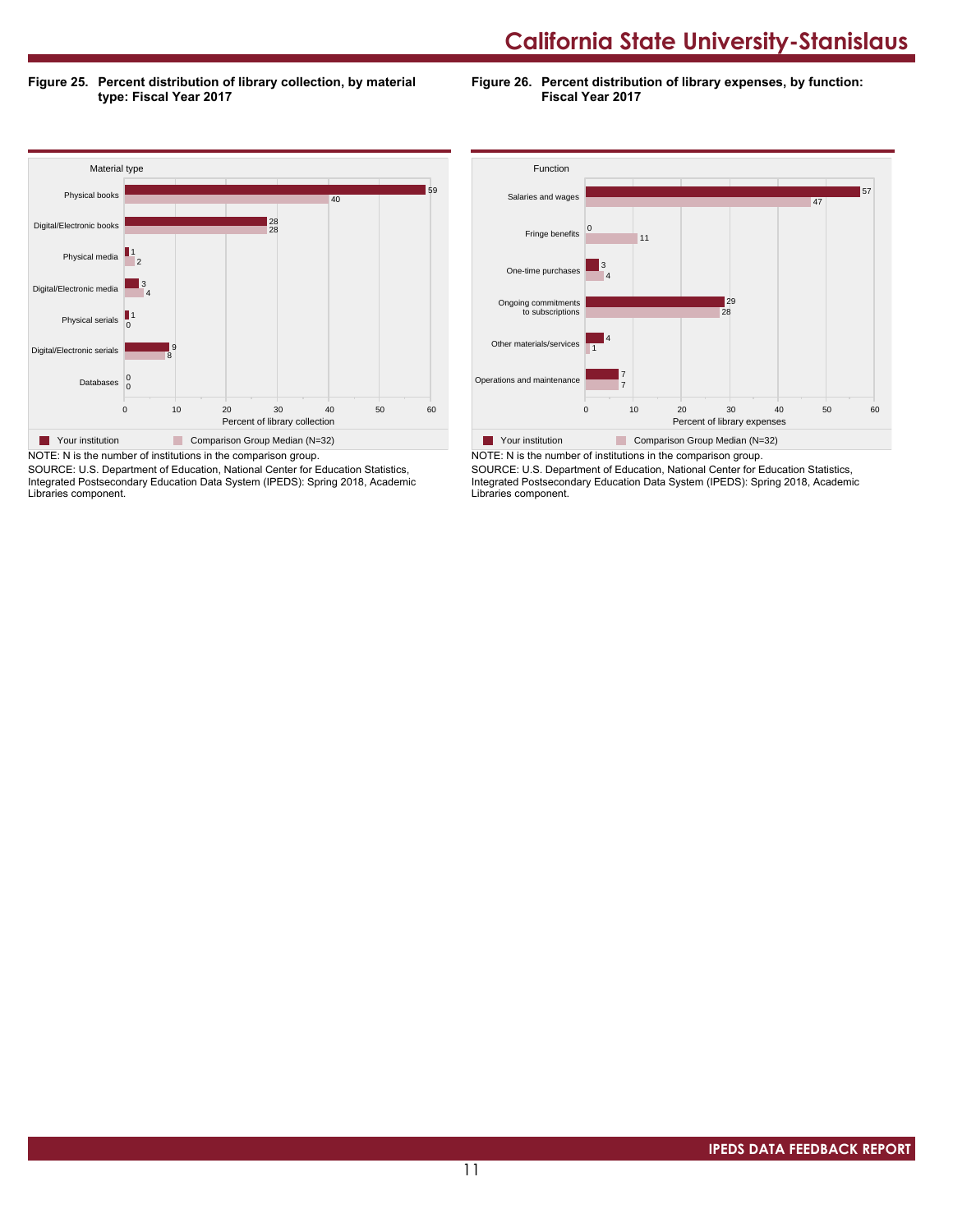**Figure 25. Percent distribution of library collection, by material type: Fiscal Year 2017**

| Material type | Your institution | Comparison Group Median (N=32) |
|---|---|---|
| Physical books | 59 | 40 |
| Digital/Electronic books | 28 | 28 |
| Physical media | 1 | 2 |
| Digital/Electronic media | 3 | 4 |
| Physical serials | 1 | 0 |
| Digital/Electronic serials | 9 | 8 |
| Databases | 0 | 0 |

Percent of library collection

NOTE: N is the number of institutions in the comparison group.
SOURCE: U.S. Department of Education, National Center for Education Statistics, Integrated Postsecondary Education Data System (IPEDS): Spring 2018, Academic Libraries component.

**Figure 26. Percent distribution of library expenses, by function: Fiscal Year 2017**

| Function | Your institution | Comparison Group Median (N=32) |
|---|---|---|
| Salaries and wages | 57 | 47 |
| Fringe benefits | 0 | 11 |
| One-time purchases | 3 | 4 |
| Ongoing commitments to subscriptions | 29 | 28 |
| Other materials/services | 4 | 1 |
| Operations and maintenance | 7 | 7 |

Percent of library expenses

NOTE: N is the number of institutions in the comparison group.
SOURCE: U.S. Department of Education, National Center for Education Statistics, Integrated Postsecondary Education Data System (IPEDS): Spring 2018, Academic Libraries component.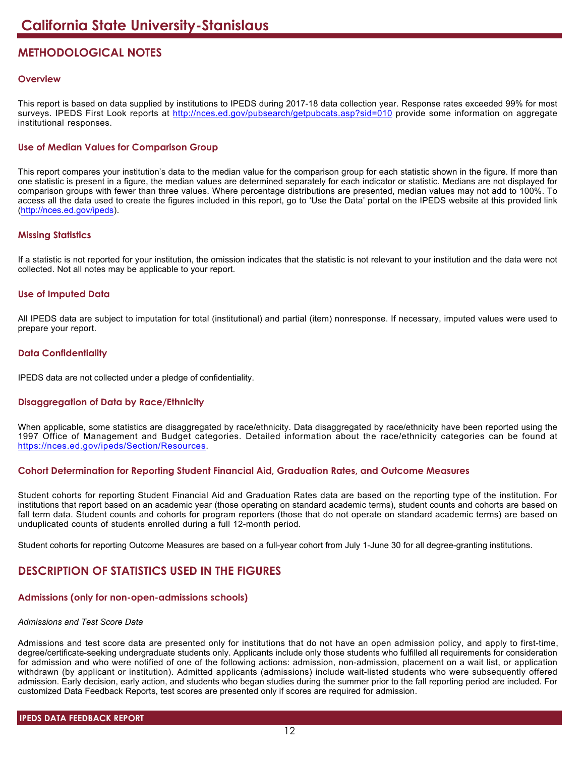# California State University-Stanislaus

## METHODOLOGICAL NOTES

### Overview

This report is based on data supplied by institutions to IPEDS during 2017-18 data collection year. Response rates exceeded 99% for most surveys. IPEDS First Look reports at http://nces.ed.gov/pubsearch/getpubcats.asp?sid=010 provide some information on aggregate institutional responses.

### Use of Median Values for Comparison Group

This report compares your institution's data to the median value for the comparison group for each statistic shown in the figure. If more than one statistic is present in a figure, the median values are determined separately for each indicator or statistic. Medians are not displayed for comparison groups with fewer than three values. Where percentage distributions are presented, median values may not add to 100%. To access all the data used to create the figures included in this report, go to 'Use the Data' portal on the IPEDS website at this provided link (http://nces.ed.gov/ipeds).

### Missing Statistics

If a statistic is not reported for your institution, the omission indicates that the statistic is not relevant to your institution and the data were not collected. Not all notes may be applicable to your report.

### Use of Imputed Data

All IPEDS data are subject to imputation for total (institutional) and partial (item) nonresponse. If necessary, imputed values were used to prepare your report.

### Data Confidentiality

IPEDS data are not collected under a pledge of confidentiality.

### Disaggregation of Data by Race/Ethnicity

When applicable, some statistics are disaggregated by race/ethnicity. Data disaggregated by race/ethnicity have been reported using the 1997 Office of Management and Budget categories. Detailed information about the race/ethnicity categories can be found at https://nces.ed.gov/ipeds/Section/Resources.

### Cohort Determination for Reporting Student Financial Aid, Graduation Rates, and Outcome Measures

Student cohorts for reporting Student Financial Aid and Graduation Rates data are based on the reporting type of the institution. For institutions that report based on an academic year (those operating on standard academic terms), student counts and cohorts are based on fall term data. Student counts and cohorts for program reporters (those that do not operate on standard academic terms) are based on unduplicated counts of students enrolled during a full 12-month period.

Student cohorts for reporting Outcome Measures are based on a full-year cohort from July 1-June 30 for all degree-granting institutions.

## DESCRIPTION OF STATISTICS USED IN THE FIGURES

### Admissions (only for non-open-admissions schools)

*Admissions and Test Score Data*

Admissions and test score data are presented only for institutions that do not have an open admission policy, and apply to first-time, degree/certificate-seeking undergraduate students only. Applicants include only those students who fulfilled all requirements for consideration for admission and who were notified of one of the following actions: admission, non-admission, placement on a wait list, or application withdrawn (by applicant or institution). Admitted applicants (admissions) include wait-listed students who were subsequently offered admission. Early decision, early action, and students who began studies during the summer prior to the fall reporting period are included. For customized Data Feedback Reports, test scores are presented only if scores are required for admission.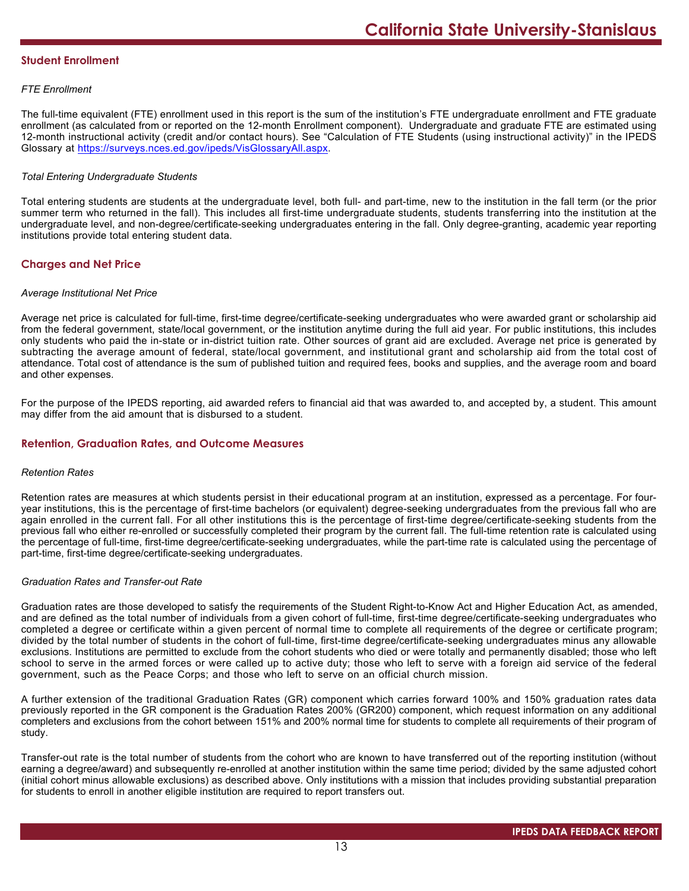## Student Enrollment

*FTE Enrollment*

The full-time equivalent (FTE) enrollment used in this report is the sum of the institution's FTE undergraduate enrollment and FTE graduate enrollment (as calculated from or reported on the 12-month Enrollment component). Undergraduate and graduate FTE are estimated using 12-month instructional activity (credit and/or contact hours). See "Calculation of FTE Students (using instructional activity)" in the IPEDS Glossary at https://surveys.nces.ed.gov/ipeds/VisGlossaryAll.aspx.

*Total Entering Undergraduate Students*

Total entering students are students at the undergraduate level, both full- and part-time, new to the institution in the fall term (or the prior summer term who returned in the fall). This includes all first-time undergraduate students, students transferring into the institution at the undergraduate level, and non-degree/certificate-seeking undergraduates entering in the fall. Only degree-granting, academic year reporting institutions provide total entering student data.

## Charges and Net Price

*Average Institutional Net Price*

Average net price is calculated for full-time, first-time degree/certificate-seeking undergraduates who were awarded grant or scholarship aid from the federal government, state/local government, or the institution anytime during the full aid year. For public institutions, this includes only students who paid the in-state or in-district tuition rate. Other sources of grant aid are excluded. Average net price is generated by subtracting the average amount of federal, state/local government, and institutional grant and scholarship aid from the total cost of attendance. Total cost of attendance is the sum of published tuition and required fees, books and supplies, and the average room and board and other expenses.

For the purpose of the IPEDS reporting, aid awarded refers to financial aid that was awarded to, and accepted by, a student. This amount may differ from the aid amount that is disbursed to a student.

## Retention, Graduation Rates, and Outcome Measures

*Retention Rates*

Retention rates are measures at which students persist in their educational program at an institution, expressed as a percentage. For four-year institutions, this is the percentage of first-time bachelors (or equivalent) degree-seeking undergraduates from the previous fall who are again enrolled in the current fall. For all other institutions this is the percentage of first-time degree/certificate-seeking students from the previous fall who either re-enrolled or successfully completed their program by the current fall. The full-time retention rate is calculated using the percentage of full-time, first-time degree/certificate-seeking undergraduates, while the part-time rate is calculated using the percentage of part-time, first-time degree/certificate-seeking undergraduates.

*Graduation Rates and Transfer-out Rate*

Graduation rates are those developed to satisfy the requirements of the Student Right-to-Know Act and Higher Education Act, as amended, and are defined as the total number of individuals from a given cohort of full-time, first-time degree/certificate-seeking undergraduates who completed a degree or certificate within a given percent of normal time to complete all requirements of the degree or certificate program; divided by the total number of students in the cohort of full-time, first-time degree/certificate-seeking undergraduates minus any allowable exclusions. Institutions are permitted to exclude from the cohort students who died or were totally and permanently disabled; those who left school to serve in the armed forces or were called up to active duty; those who left to serve with a foreign aid service of the federal government, such as the Peace Corps; and those who left to serve on an official church mission.

A further extension of the traditional Graduation Rates (GR) component which carries forward 100% and 150% graduation rates data previously reported in the GR component is the Graduation Rates 200% (GR200) component, which request information on any additional completers and exclusions from the cohort between 151% and 200% normal time for students to complete all requirements of their program of study.

Transfer-out rate is the total number of students from the cohort who are known to have transferred out of the reporting institution (without earning a degree/award) and subsequently re-enrolled at another institution within the same time period; divided by the same adjusted cohort (initial cohort minus allowable exclusions) as described above. Only institutions with a mission that includes providing substantial preparation for students to enroll in another eligible institution are required to report transfers out.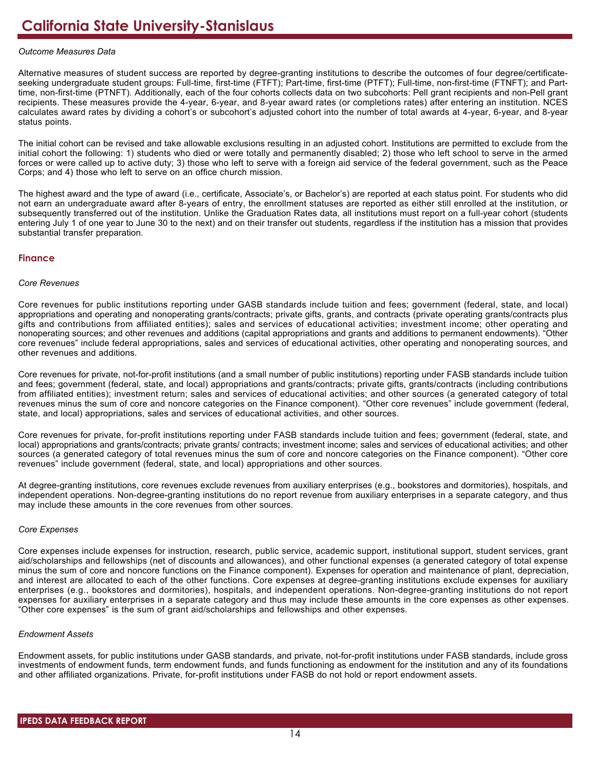*Outcome Measures Data*

Alternative measures of student success are reported by degree-granting institutions to describe the outcomes of four degree/certificate-seeking undergraduate student groups: Full-time, first-time (FTFT); Part-time, first-time (PTFT); Full-time, non-first-time (FTNFT); and Part-time, non-first-time (PTNFT). Additionally, each of the four cohorts collects data on two subcohorts: Pell grant recipients and non-Pell grant recipients. These measures provide the 4-year, 6-year, and 8-year award rates (or completions rates) after entering an institution. NCES calculates award rates by dividing a cohort's or subcohort's adjusted cohort into the number of total awards at 4-year, 6-year, and 8-year status points.

The initial cohort can be revised and take allowable exclusions resulting in an adjusted cohort. Institutions are permitted to exclude from the initial cohort the following: 1) students who died or were totally and permanently disabled; 2) those who left school to serve in the armed forces or were called up to active duty; 3) those who left to serve with a foreign aid service of the federal government, such as the Peace Corps; and 4) those who left to serve on an office church mission.

The highest award and the type of award (i.e., certificate, Associate's, or Bachelor's) are reported at each status point. For students who did not earn an undergraduate award after 8-years of entry, the enrollment statuses are reported as either still enrolled at the institution, or subsequently transferred out of the institution. Unlike the Graduation Rates data, all institutions must report on a full-year cohort (students entering July 1 of one year to June 30 to the next) and on their transfer out students, regardless if the institution has a mission that provides substantial transfer preparation.

## Finance

*Core Revenues*

Core revenues for public institutions reporting under GASB standards include tuition and fees; government (federal, state, and local) appropriations and operating and nonoperating grants/contracts; private gifts, grants, and contracts (private operating grants/contracts plus gifts and contributions from affiliated entities); sales and services of educational activities; investment income; other operating and nonoperating sources; and other revenues and additions (capital appropriations and grants and additions to permanent endowments). "Other core revenues" include federal appropriations, sales and services of educational activities, other operating and nonoperating sources, and other revenues and additions.

Core revenues for private, not-for-profit institutions (and a small number of public institutions) reporting under FASB standards include tuition and fees; government (federal, state, and local) appropriations and grants/contracts; private gifts, grants/contracts (including contributions from affiliated entities); investment return; sales and services of educational activities; and other sources (a generated category of total revenues minus the sum of core and noncore categories on the Finance component). "Other core revenues" include government (federal, state, and local) appropriations, sales and services of educational activities, and other sources.

Core revenues for private, for-profit institutions reporting under FASB standards include tuition and fees; government (federal, state, and local) appropriations and grants/contracts; private grants/ contracts; investment income; sales and services of educational activities; and other sources (a generated category of total revenues minus the sum of core and noncore categories on the Finance component). "Other core revenues" include government (federal, state, and local) appropriations and other sources.

At degree-granting institutions, core revenues exclude revenues from auxiliary enterprises (e.g., bookstores and dormitories), hospitals, and independent operations. Non-degree-granting institutions do no report revenue from auxiliary enterprises in a separate category, and thus may include these amounts in the core revenues from other sources.

*Core Expenses*

Core expenses include expenses for instruction, research, public service, academic support, institutional support, student services, grant aid/scholarships and fellowships (net of discounts and allowances), and other functional expenses (a generated category of total expense minus the sum of core and noncore functions on the Finance component). Expenses for operation and maintenance of plant, depreciation, and interest are allocated to each of the other functions. Core expenses at degree-granting institutions exclude expenses for auxiliary enterprises (e.g., bookstores and dormitories), hospitals, and independent operations. Non-degree-granting institutions do not report expenses for auxiliary enterprises in a separate category and thus may include these amounts in the core expenses as other expenses. "Other core expenses" is the sum of grant aid/scholarships and fellowships and other expenses.

*Endowment Assets*

Endowment assets, for public institutions under GASB standards, and private, not-for-profit institutions under FASB standards, include gross investments of endowment funds, term endowment funds, and funds functioning as endowment for the institution and any of its foundations and other affiliated organizations. Private, for-profit institutions under FASB do not hold or report endowment assets.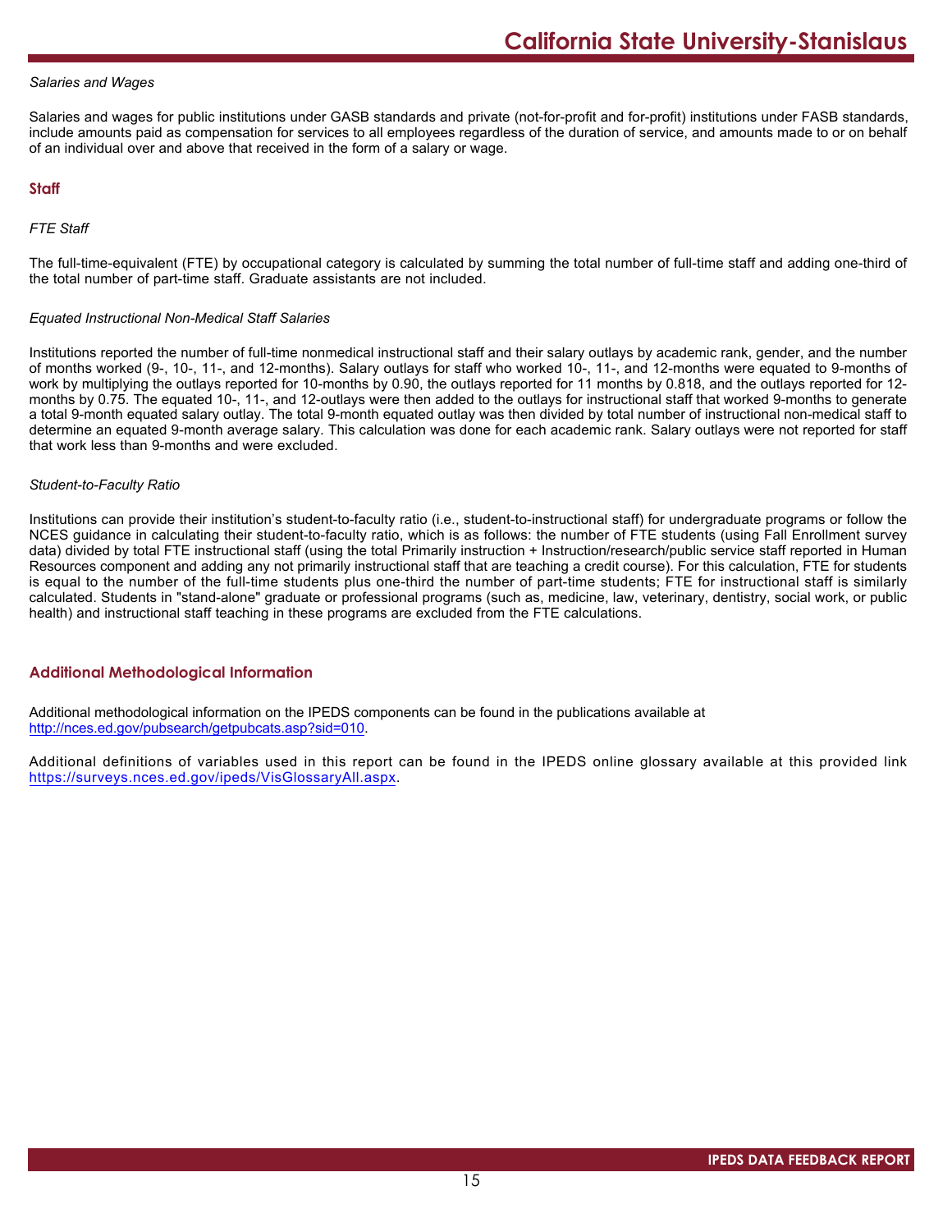*Salaries and Wages*

Salaries and wages for public institutions under GASB standards and private (not-for-profit and for-profit) institutions under FASB standards, include amounts paid as compensation for services to all employees regardless of the duration of service, and amounts made to or on behalf of an individual over and above that received in the form of a salary or wage.

### Staff

*FTE Staff*

The full-time-equivalent (FTE) by occupational category is calculated by summing the total number of full-time staff and adding one-third of the total number of part-time staff. Graduate assistants are not included.

*Equated Instructional Non-Medical Staff Salaries*

Institutions reported the number of full-time nonmedical instructional staff and their salary outlays by academic rank, gender, and the number of months worked (9-, 10-, 11-, and 12-months). Salary outlays for staff who worked 10-, 11-, and 12-months were equated to 9-months of work by multiplying the outlays reported for 10-months by 0.90, the outlays reported for 11 months by 0.818, and the outlays reported for 12-months by 0.75. The equated 10-, 11-, and 12-outlays were then added to the outlays for instructional staff that worked 9-months to generate a total 9-month equated salary outlay. The total 9-month equated outlay was then divided by total number of instructional non-medical staff to determine an equated 9-month average salary. This calculation was done for each academic rank. Salary outlays were not reported for staff that work less than 9-months and were excluded.

*Student-to-Faculty Ratio*

Institutions can provide their institution's student-to-faculty ratio (i.e., student-to-instructional staff) for undergraduate programs or follow the NCES guidance in calculating their student-to-faculty ratio, which is as follows: the number of FTE students (using Fall Enrollment survey data) divided by total FTE instructional staff (using the total Primarily instruction + Instruction/research/public service staff reported in Human Resources component and adding any not primarily instructional staff that are teaching a credit course). For this calculation, FTE for students is equal to the number of the full-time students plus one-third the number of part-time students; FTE for instructional staff is similarly calculated. Students in "stand-alone" graduate or professional programs (such as, medicine, law, veterinary, dentistry, social work, or public health) and instructional staff teaching in these programs are excluded from the FTE calculations.

## Additional Methodological Information

Additional methodological information on the IPEDS components can be found in the publications available at http://nces.ed.gov/pubsearch/getpubcats.asp?sid=010.

Additional definitions of variables used in this report can be found in the IPEDS online glossary available at this provided link https://surveys.nces.ed.gov/ipeds/VisGlossaryAll.aspx.